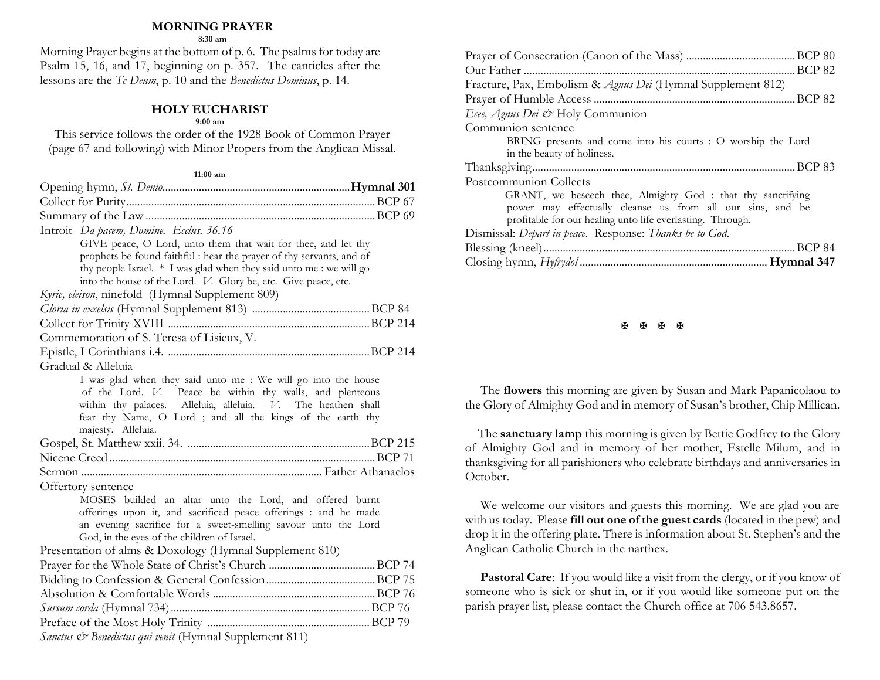## MORNING PRAYER

**8:30 am**

Morning Prayer begins at the bottom of p. 6. The psalms for today are Psalm 15, 16, and 17, beginning on p. 357. The canticles after the lessons are the *Te Deum*, p. 10 and the *Benedictus Dominus*, p. 14.

## HOLY EUCHARIST

**9:00 am**

This service follows the order of the 1928 Book of Common Prayer (page 67 and following) with Minor Propers from the Anglican Missal.

**11:00 am**

Opening hymn, *St. Denio*.................................................................**Hymnal 301**

Collect for Purity........................................................................BCP 67

Summary of the Law.................................................................BCP 69

Introit *Da pacem, Domine. Ecclus. 36.16*

GIVE peace, O Lord, unto them that wait for thee, and let thy prophets be found faithful : hear the prayer of thy servants, and of thy people Israel. * I was glad when they said unto me : we will go into the house of the Lord. *V.* Glory be, etc. Give peace, etc.

*Kyrie, eleison*, ninefold (Hymnal Supplement 809)

*Gloria in excelsis* (Hymnal Supplement 813) ..........................................BCP 84

Collect for Trinity XVIII .......................................................................BCP 214

Commemoration of S. Teresa of Lisieux, V.

Epistle, I Corinthians i.4. .......................................................................BCP 214

Gradual & Alleluia

I was glad when they said unto me : We will go into the house of the Lord. *V.* Peace be within thy walls, and plenteous within thy palaces. Alleluia, alleluia. *V.* The heathen shall fear thy Name, O Lord ; and all the kings of the earth thy majesty. Alleluia.

Gospel, St. Matthew xxii. 34. ................................................................BCP 215

Nicene Creed...........................................................................................BCP 71

Sermon .................................................................................... Father Athanaelos

Offertory sentence

MOSES builded an altar unto the Lord, and offered burnt offerings upon it, and sacrificed peace offerings : and he made an evening sacrifice for a sweet-smelling savour unto the Lord God, in the eyes of the children of Israel.

Presentation of alms & Doxology (Hymnal Supplement 810)

Prayer for the Whole State of Christ's Church ......................................BCP 74

Bidding to Confession & General Confession.......................................BCP 75

Absolution & Comfortable Words ..........................................................BCP 76

*Sursum corda* (Hymnal 734).....................................................................BCP 76

Preface of the Most Holy Trinity .........................................................BCP 79

*Sanctus & Benedictus qui venit* (Hymnal Supplement 811)

Prayer of Consecration (Canon of the Mass) ......................................BCP 80

Our Father ...............................................................................................BCP 82

Fracture, Pax, Embolism & *Agnus Dei* (Hymnal Supplement 812)

Prayer of Humble Access .......................................................................BCP 82

*Ecce, Agnus Dei &* Holy Communion

Communion sentence

BRING presents and come into his courts : O worship the Lord in the beauty of holiness.

Thanksgiving.............................................................................................BCP 83

Postcommunion Collects

GRANT, we beseech thee, Almighty God : that thy sanctifying power may effectually cleanse us from all our sins, and be profitable for our healing unto life everlasting. Through.

Dismissal: *Depart in peace.* Response: *Thanks be to God.*

Blessing (kneel).........................................................................................BCP 84

Closing hymn, *Hyfrydol* .................................................................. **Hymnal 347**

✠ ✠ ✠ ✠

The **flowers** this morning are given by Susan and Mark Papanicolaou to the Glory of Almighty God and in memory of Susan's brother, Chip Millican.

The **sanctuary lamp** this morning is given by Bettie Godfrey to the Glory of Almighty God and in memory of her mother, Estelle Milum, and in thanksgiving for all parishioners who celebrate birthdays and anniversaries in October.

We welcome our visitors and guests this morning. We are glad you are with us today. Please **fill out one of the guest cards** (located in the pew) and drop it in the offering plate. There is information about St. Stephen's and the Anglican Catholic Church in the narthex.

**Pastoral Care**: If you would like a visit from the clergy, or if you know of someone who is sick or shut in, or if you would like someone put on the parish prayer list, please contact the Church office at 706 543.8657.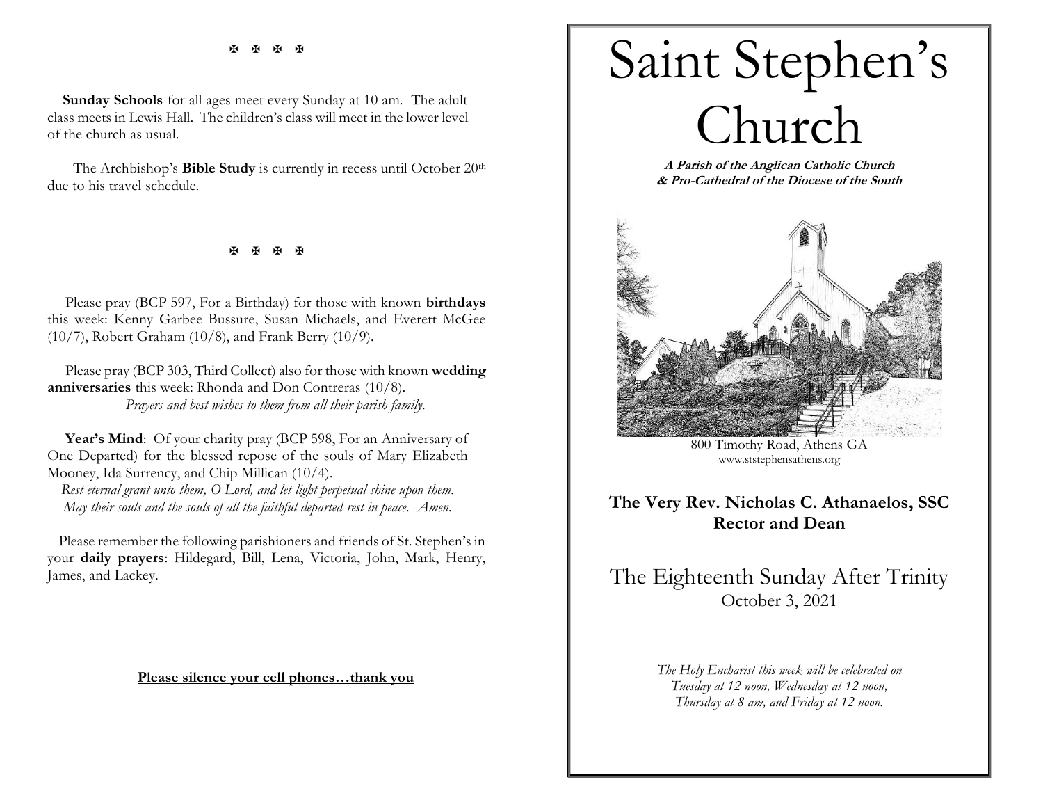✠ ✠ ✠ ✠

**Sunday Schools** for all ages meet every Sunday at 10 am. The adult class meets in Lewis Hall. The children's class will meet in the lower level of the church as usual.

The Archbishop's **Bible Study** is currently in recess until October 20th due to his travel schedule.

✠ ✠ ✠ ✠

Please pray (BCP 597, For a Birthday) for those with known **birthdays** this week: Kenny Garbee Bussure, Susan Michaels, and Everett McGee (10/7), Robert Graham (10/8), and Frank Berry (10/9).

Please pray (BCP 303, Third Collect) also for those with known **wedding anniversaries** this week: Rhonda and Don Contreras (10/8).

*Prayers and best wishes to them from all their parish family.*

**Year's Mind**: Of your charity pray (BCP 598, For an Anniversary of One Departed) for the blessed repose of the souls of Mary Elizabeth Mooney, Ida Surrency, and Chip Millican (10/4).

*Rest eternal grant unto them, O Lord, and let light perpetual shine upon them. May their souls and the souls of all the faithful departed rest in peace. Amen.*

Please remember the following parishioners and friends of St. Stephen's in your **daily prayers**: Hildegard, Bill, Lena, Victoria, John, Mark, Henry, James, and Lackey.

**Please silence your cell phones…thank you**

# Saint Stephen's Church

***A Parish of the Anglican Catholic Church & Pro-Cathedral of the Diocese of the South***

800 Timothy Road, Athens GA
www.ststephensathens.org

**The Very Rev. Nicholas C. Athanaelos, SSC**
**Rector and Dean**

## The Eighteenth Sunday After Trinity

October 3, 2021

*The Holy Eucharist this week will be celebrated on Tuesday at 12 noon, Wednesday at 12 noon, Thursday at 8 am, and Friday at 12 noon.*